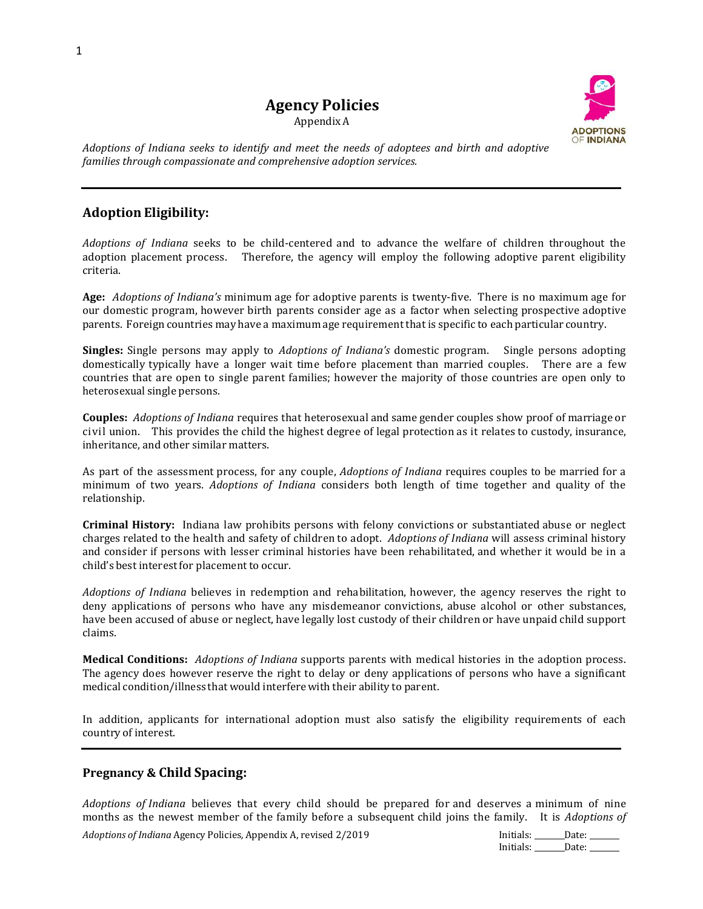# Agency Policies

Appendix A

*Adoptions of Indiana seeks to identify and meet the needs of adoptees and birth and adoptive families through compassionate and comprehensive adoption services.*

---

## Adoption Eligibility:

*Adoptions of Indiana* seeks to be child-centered and to advance the welfare of children throughout the adoption placement process. Therefore, the agency will employ the following adoptive parent eligibility criteria.

**Age:** *Adoptions of Indiana's* minimum age for adoptive parents is twenty-five. There is no maximum age for our domestic program, however birth parents consider age as a factor when selecting prospective adoptive parents. Foreign countries may have a maximum age requirement that is specific to each particular country.

**Singles:** Single persons may apply to *Adoptions of Indiana's* domestic program. Single persons adopting domestically typically have a longer wait time before placement than married couples. There are a few countries that are open to single parent families; however the majority of those countries are open only to heterosexual single persons.

**Couples:** *Adoptions of Indiana* requires that heterosexual and same gender couples show proof of marriage or civil union. This provides the child the highest degree of legal protection as it relates to custody, insurance, inheritance, and other similar matters.

As part of the assessment process, for any couple, *Adoptions of Indiana* requires couples to be married for a minimum of two years. *Adoptions of Indiana* considers both length of time together and quality of the relationship.

**Criminal History:** Indiana law prohibits persons with felony convictions or substantiated abuse or neglect charges related to the health and safety of children to adopt. *Adoptions of Indiana* will assess criminal history and consider if persons with lesser criminal histories have been rehabilitated, and whether it would be in a child's best interest for placement to occur.

*Adoptions of Indiana* believes in redemption and rehabilitation, however, the agency reserves the right to deny applications of persons who have any misdemeanor convictions, abuse alcohol or other substances, have been accused of abuse or neglect, have legally lost custody of their children or have unpaid child support claims.

**Medical Conditions:** *Adoptions of Indiana* supports parents with medical histories in the adoption process. The agency does however reserve the right to delay or deny applications of persons who have a significant medical condition/illness that would interfere with their ability to parent.

In addition, applicants for international adoption must also satisfy the eligibility requirements of each country of interest.

---

## Pregnancy & Child Spacing:

*Adoptions of Indiana* believes that every child should be prepared for and deserves a minimum of nine months as the newest member of the family before a subsequent child joins the family. It is *Adoptions of*

*Adoptions of Indiana* Agency Policies, Appendix A, revised 2/2019

Initials: _______ Date: _______
Initials: _______ Date: _______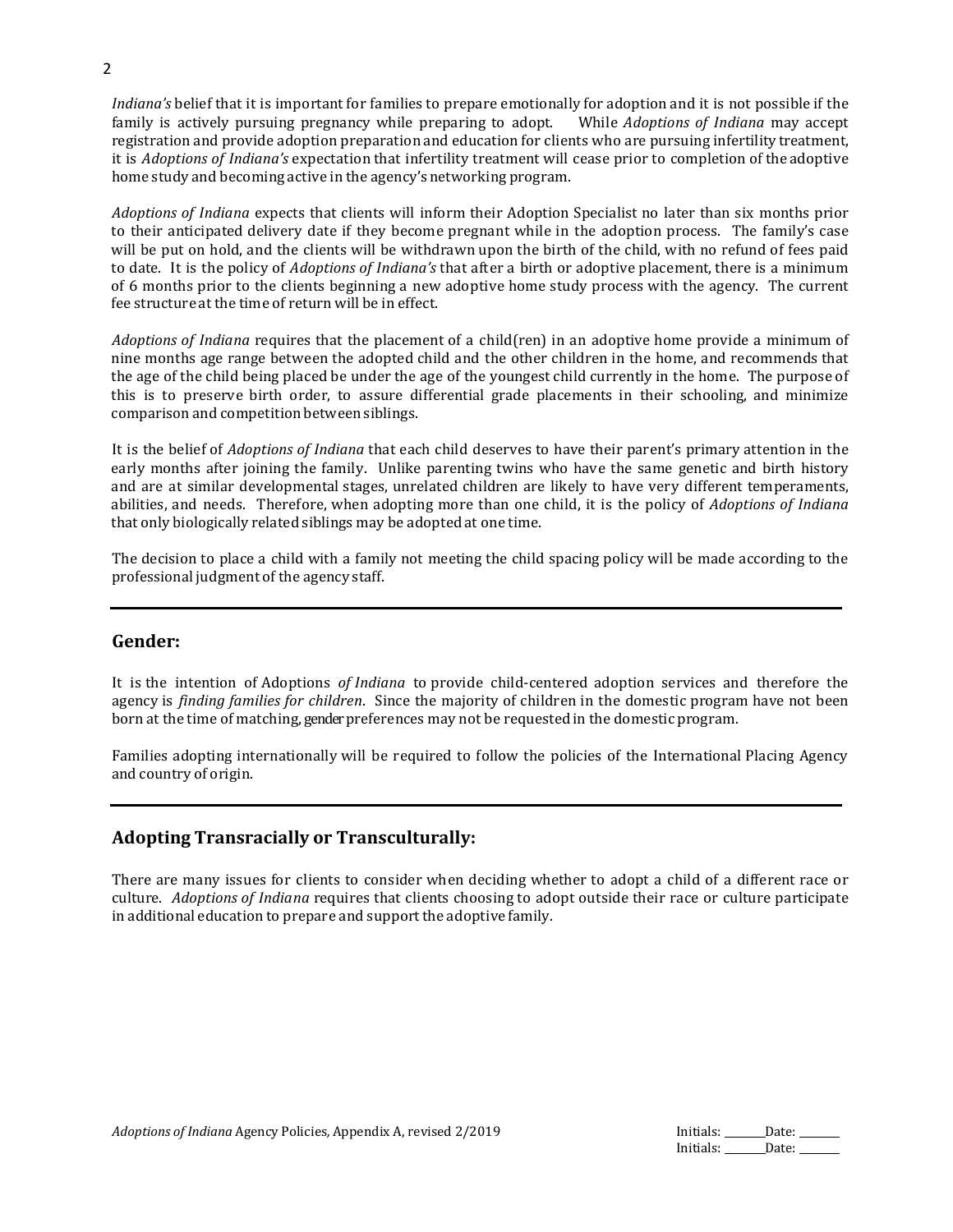*Indiana's* belief that it is important for families to prepare emotionally for adoption and it is not possible if the family is actively pursuing pregnancy while preparing to adopt. While *Adoptions of Indiana* may accept registration and provide adoption preparation and education for clients who are pursuing infertility treatment, it is *Adoptions of Indiana's* expectation that infertility treatment will cease prior to completion of the adoptive home study and becoming active in the agency's networking program.

*Adoptions of Indiana* expects that clients will inform their Adoption Specialist no later than six months prior to their anticipated delivery date if they become pregnant while in the adoption process. The family's case will be put on hold, and the clients will be withdrawn upon the birth of the child, with no refund of fees paid to date. It is the policy of *Adoptions of Indiana's* that after a birth or adoptive placement, there is a minimum of 6 months prior to the clients beginning a new adoptive home study process with the agency. The current fee structure at the time of return will be in effect.

*Adoptions of Indiana* requires that the placement of a child(ren) in an adoptive home provide a minimum of nine months age range between the adopted child and the other children in the home, and recommends that the age of the child being placed be under the age of the youngest child currently in the home. The purpose of this is to preserve birth order, to assure differential grade placements in their schooling, and minimize comparison and competition between siblings.

It is the belief of *Adoptions of Indiana* that each child deserves to have their parent's primary attention in the early months after joining the family. Unlike parenting twins who have the same genetic and birth history and are at similar developmental stages, unrelated children are likely to have very different temperaments, abilities, and needs. Therefore, when adopting more than one child, it is the policy of *Adoptions of Indiana* that only biologically related siblings may be adopted at one time.

The decision to place a child with a family not meeting the child spacing policy will be made according to the professional judgment of the agency staff.

## Gender:

It is the intention of Adoptions *of Indiana* to provide child-centered adoption services and therefore the agency is *finding families for children*. Since the majority of children in the domestic program have not been born at the time of matching, gender preferences may not be requested in the domestic program.

Families adopting internationally will be required to follow the policies of the International Placing Agency and country of origin.

## Adopting Transracially or Transculturally:

There are many issues for clients to consider when deciding whether to adopt a child of a different race or culture. *Adoptions of Indiana* requires that clients choosing to adopt outside their race or culture participate in additional education to prepare and support the adoptive family.

*Adoptions of Indiana* Agency Policies, Appendix A, revised 2/2019

Initials: ______ Date: ______
Initials: ______ Date: ______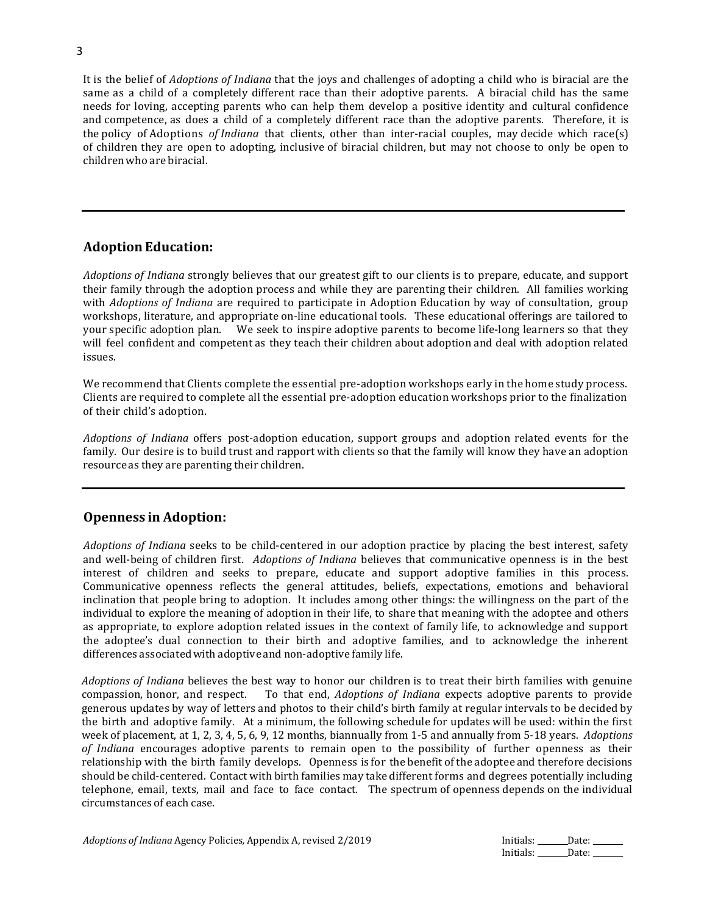It is the belief of *Adoptions of Indiana* that the joys and challenges of adopting a child who is biracial are the same as a child of a completely different race than their adoptive parents. A biracial child has the same needs for loving, accepting parents who can help them develop a positive identity and cultural confidence and competence, as does a child of a completely different race than the adoptive parents. Therefore, it is the policy of Adoptions *of Indiana* that clients, other than inter-racial couples, may decide which race(s) of children they are open to adopting, inclusive of biracial children, but may not choose to only be open to children who are biracial.

---

## Adoption Education:

*Adoptions of Indiana* strongly believes that our greatest gift to our clients is to prepare, educate, and support their family through the adoption process and while they are parenting their children. All families working with *Adoptions of Indiana* are required to participate in Adoption Education by way of consultation, group workshops, literature, and appropriate on-line educational tools. These educational offerings are tailored to your specific adoption plan. We seek to inspire adoptive parents to become life-long learners so that they will feel confident and competent as they teach their children about adoption and deal with adoption related issues.

We recommend that Clients complete the essential pre-adoption workshops early in the home study process. Clients are required to complete all the essential pre-adoption education workshops prior to the finalization of their child's adoption.

*Adoptions of Indiana* offers post-adoption education, support groups and adoption related events for the family. Our desire is to build trust and rapport with clients so that the family will know they have an adoption resource as they are parenting their children.

---

## Openness in Adoption:

*Adoptions of Indiana* seeks to be child-centered in our adoption practice by placing the best interest, safety and well-being of children first. *Adoptions of Indiana* believes that communicative openness is in the best interest of children and seeks to prepare, educate and support adoptive families in this process. Communicative openness reflects the general attitudes, beliefs, expectations, emotions and behavioral inclination that people bring to adoption. It includes among other things: the willingness on the part of the individual to explore the meaning of adoption in their life, to share that meaning with the adoptee and others as appropriate, to explore adoption related issues in the context of family life, to acknowledge and support the adoptee's dual connection to their birth and adoptive families, and to acknowledge the inherent differences associated with adoptive and non-adoptive family life.

*Adoptions of Indiana* believes the best way to honor our children is to treat their birth families with genuine compassion, honor, and respect. To that end, *Adoptions of Indiana* expects adoptive parents to provide generous updates by way of letters and photos to their child's birth family at regular intervals to be decided by the birth and adoptive family. At a minimum, the following schedule for updates will be used: within the first week of placement, at 1, 2, 3, 4, 5, 6, 9, 12 months, biannually from 1-5 and annually from 5-18 years. *Adoptions of Indiana* encourages adoptive parents to remain open to the possibility of further openness as their relationship with the birth family develops. Openness is for the benefit of the adoptee and therefore decisions should be child-centered. Contact with birth families may take different forms and degrees potentially including telephone, email, texts, mail and face to face contact. The spectrum of openness depends on the individual circumstances of each case.

*Adoptions of Indiana* Agency Policies, Appendix A, revised 2/2019

Initials: _______ Date: _______
Initials: _______ Date: _______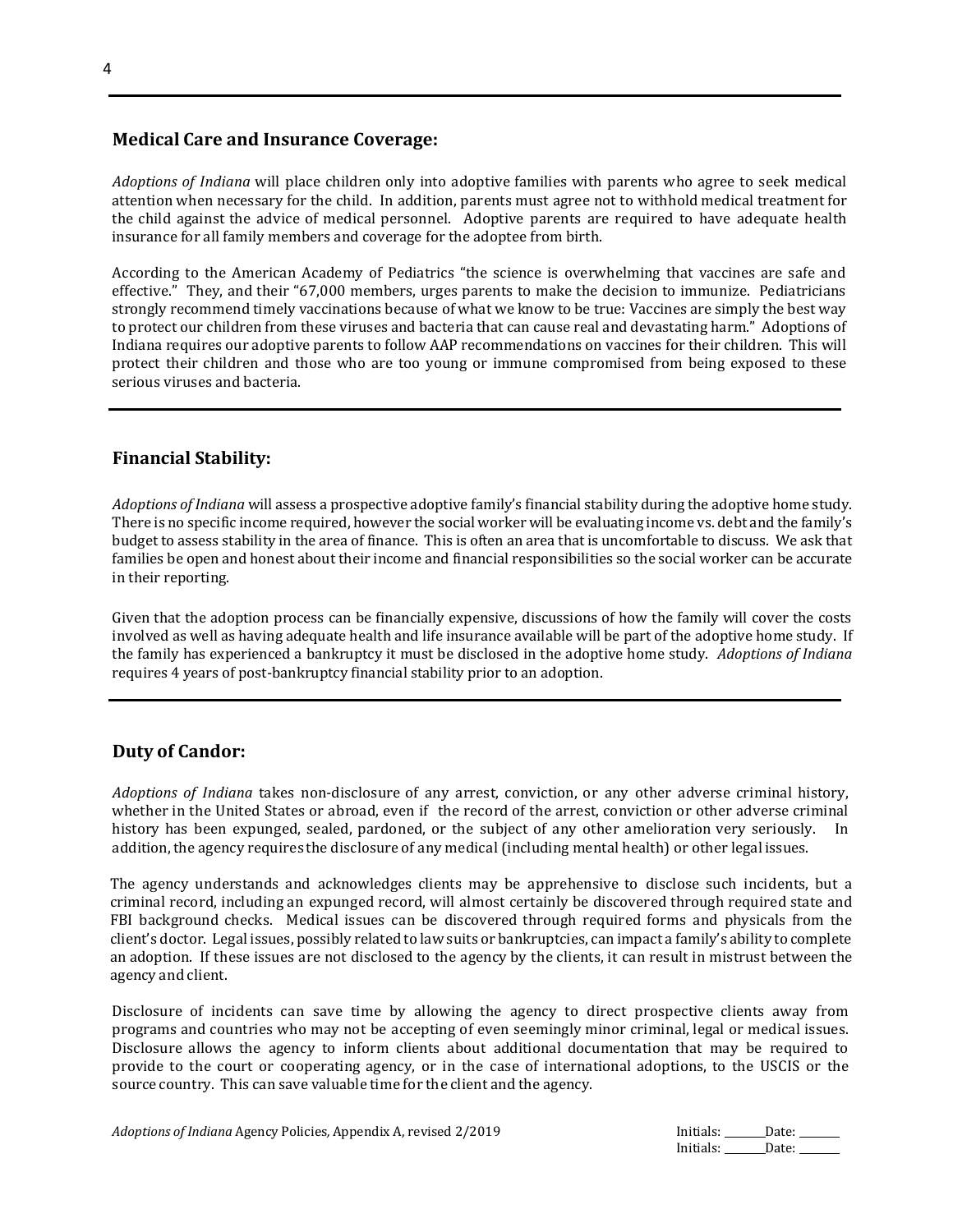## Medical Care and Insurance Coverage:

*Adoptions of Indiana* will place children only into adoptive families with parents who agree to seek medical attention when necessary for the child. In addition, parents must agree not to withhold medical treatment for the child against the advice of medical personnel. Adoptive parents are required to have adequate health insurance for all family members and coverage for the adoptee from birth.

According to the American Academy of Pediatrics "the science is overwhelming that vaccines are safe and effective." They, and their "67,000 members, urges parents to make the decision to immunize. Pediatricians strongly recommend timely vaccinations because of what we know to be true: Vaccines are simply the best way to protect our children from these viruses and bacteria that can cause real and devastating harm." Adoptions of Indiana requires our adoptive parents to follow AAP recommendations on vaccines for their children. This will protect their children and those who are too young or immune compromised from being exposed to these serious viruses and bacteria.

## Financial Stability:

*Adoptions of Indiana* will assess a prospective adoptive family's financial stability during the adoptive home study. There is no specific income required, however the social worker will be evaluating income vs. debt and the family's budget to assess stability in the area of finance. This is often an area that is uncomfortable to discuss. We ask that families be open and honest about their income and financial responsibilities so the social worker can be accurate in their reporting.

Given that the adoption process can be financially expensive, discussions of how the family will cover the costs involved as well as having adequate health and life insurance available will be part of the adoptive home study. If the family has experienced a bankruptcy it must be disclosed in the adoptive home study. *Adoptions of Indiana* requires 4 years of post-bankruptcy financial stability prior to an adoption.

## Duty of Candor:

*Adoptions of Indiana* takes non-disclosure of any arrest, conviction, or any other adverse criminal history, whether in the United States or abroad, even if the record of the arrest, conviction or other adverse criminal history has been expunged, sealed, pardoned, or the subject of any other amelioration very seriously. In addition, the agency requires the disclosure of any medical (including mental health) or other legal issues.

The agency understands and acknowledges clients may be apprehensive to disclose such incidents, but a criminal record, including an expunged record, will almost certainly be discovered through required state and FBI background checks. Medical issues can be discovered through required forms and physicals from the client's doctor. Legal issues, possibly related to law suits or bankruptcies, can impact a family's ability to complete an adoption. If these issues are not disclosed to the agency by the clients, it can result in mistrust between the agency and client.

Disclosure of incidents can save time by allowing the agency to direct prospective clients away from programs and countries who may not be accepting of even seemingly minor criminal, legal or medical issues. Disclosure allows the agency to inform clients about additional documentation that may be required to provide to the court or cooperating agency, or in the case of international adoptions, to the USCIS or the source country. This can save valuable time for the client and the agency.

*Adoptions of Indiana* Agency Policies, Appendix A, revised 2/2019

Initials: _______ Date: _______
Initials: _______ Date: _______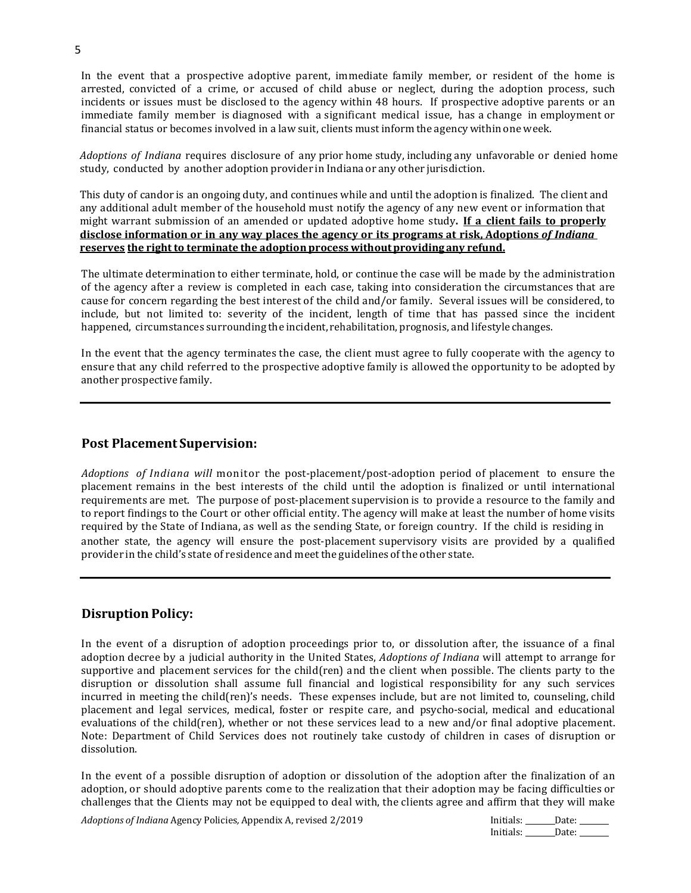In the event that a prospective adoptive parent, immediate family member, or resident of the home is arrested, convicted of a crime, or accused of child abuse or neglect, during the adoption process, such incidents or issues must be disclosed to the agency within 48 hours. If prospective adoptive parents or an immediate family member is diagnosed with a significant medical issue, has a change in employment or financial status or becomes involved in a law suit, clients must inform the agency within one week.

*Adoptions of Indiana* requires disclosure of any prior home study, including any unfavorable or denied home study, conducted by another adoption provider in Indiana or any other jurisdiction.

This duty of candor is an ongoing duty, and continues while and until the adoption is finalized. The client and any additional adult member of the household must notify the agency of any new event or information that might warrant submission of an amended or updated adoptive home study. **If a client fails to properly disclose information or in any way places the agency or its programs at risk, Adoptions *of Indiana* reserves the right to terminate the adoption process without providing any refund.**

The ultimate determination to either terminate, hold, or continue the case will be made by the administration of the agency after a review is completed in each case, taking into consideration the circumstances that are cause for concern regarding the best interest of the child and/or family. Several issues will be considered, to include, but not limited to: severity of the incident, length of time that has passed since the incident happened, circumstances surrounding the incident, rehabilitation, prognosis, and lifestyle changes.

In the event that the agency terminates the case, the client must agree to fully cooperate with the agency to ensure that any child referred to the prospective adoptive family is allowed the opportunity to be adopted by another prospective family.

---

## Post Placement Supervision:

*Adoptions of Indiana will* monitor the post-placement/post-adoption period of placement to ensure the placement remains in the best interests of the child until the adoption is finalized or until international requirements are met. The purpose of post-placement supervision is to provide a resource to the family and to report findings to the Court or other official entity. The agency will make at least the number of home visits required by the State of Indiana, as well as the sending State, or foreign country. If the child is residing in another state, the agency will ensure the post-placement supervisory visits are provided by a qualified provider in the child's state of residence and meet the guidelines of the other state.

---

## Disruption Policy:

In the event of a disruption of adoption proceedings prior to, or dissolution after, the issuance of a final adoption decree by a judicial authority in the United States, *Adoptions of Indiana* will attempt to arrange for supportive and placement services for the child(ren) and the client when possible. The clients party to the disruption or dissolution shall assume full financial and logistical responsibility for any such services incurred in meeting the child(ren)'s needs. These expenses include, but are not limited to, counseling, child placement and legal services, medical, foster or respite care, and psycho-social, medical and educational evaluations of the child(ren), whether or not these services lead to a new and/or final adoptive placement. Note: Department of Child Services does not routinely take custody of children in cases of disruption or dissolution.

In the event of a possible disruption of adoption or dissolution of the adoption after the finalization of an adoption, or should adoptive parents come to the realization that their adoption may be facing difficulties or challenges that the Clients may not be equipped to deal with, the clients agree and affirm that they will make

*Adoptions of Indiana* Agency Policies, Appendix A, revised 2/2019

Initials: _______ Date: _______
Initials: _______ Date: _______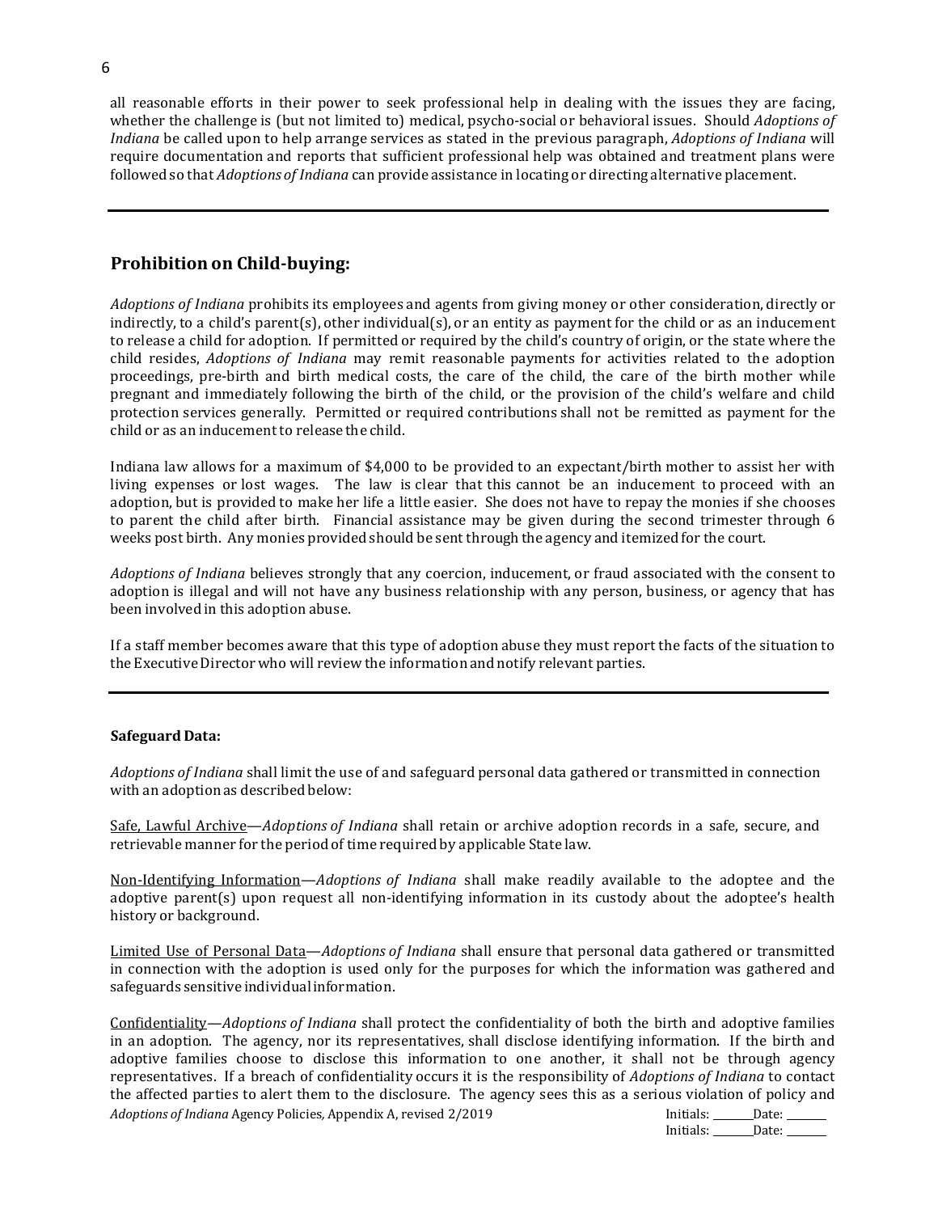all reasonable efforts in their power to seek professional help in dealing with the issues they are facing, whether the challenge is (but not limited to) medical, psycho-social or behavioral issues. Should *Adoptions of Indiana* be called upon to help arrange services as stated in the previous paragraph, *Adoptions of Indiana* will require documentation and reports that sufficient professional help was obtained and treatment plans were followed so that *Adoptions of Indiana* can provide assistance in locating or directing alternative placement.

---

## Prohibition on Child-buying:

*Adoptions of Indiana* prohibits its employees and agents from giving money or other consideration, directly or indirectly, to a child's parent(s), other individual(s), or an entity as payment for the child or as an inducement to release a child for adoption. If permitted or required by the child's country of origin, or the state where the child resides, *Adoptions of Indiana* may remit reasonable payments for activities related to the adoption proceedings, pre-birth and birth medical costs, the care of the child, the care of the birth mother while pregnant and immediately following the birth of the child, or the provision of the child's welfare and child protection services generally. Permitted or required contributions shall not be remitted as payment for the child or as an inducement to release the child.

Indiana law allows for a maximum of $4,000 to be provided to an expectant/birth mother to assist her with living expenses or lost wages. The law is clear that this cannot be an inducement to proceed with an adoption, but is provided to make her life a little easier. She does not have to repay the monies if she chooses to parent the child after birth. Financial assistance may be given during the second trimester through 6 weeks post birth. Any monies provided should be sent through the agency and itemized for the court.

*Adoptions of Indiana* believes strongly that any coercion, inducement, or fraud associated with the consent to adoption is illegal and will not have any business relationship with any person, business, or agency that has been involved in this adoption abuse.

If a staff member becomes aware that this type of adoption abuse they must report the facts of the situation to the Executive Director who will review the information and notify relevant parties.

---

### Safeguard Data:

*Adoptions of Indiana* shall limit the use of and safeguard personal data gathered or transmitted in connection with an adoption as described below:

Safe, Lawful Archive—*Adoptions of Indiana* shall retain or archive adoption records in a safe, secure, and retrievable manner for the period of time required by applicable State law.

Non-Identifying Information—*Adoptions of Indiana* shall make readily available to the adoptee and the adoptive parent(s) upon request all non-identifying information in its custody about the adoptee's health history or background.

Limited Use of Personal Data—*Adoptions of Indiana* shall ensure that personal data gathered or transmitted in connection with the adoption is used only for the purposes for which the information was gathered and safeguards sensitive individual information.

Confidentiality—*Adoptions of Indiana* shall protect the confidentiality of both the birth and adoptive families in an adoption. The agency, nor its representatives, shall disclose identifying information. If the birth and adoptive families choose to disclose this information to one another, it shall not be through agency representatives. If a breach of confidentiality occurs it is the responsibility of *Adoptions of Indiana* to contact the affected parties to alert them to the disclosure. The agency sees this as a serious violation of policy and

Initials: _______Date: _______
Initials: _______Date: _______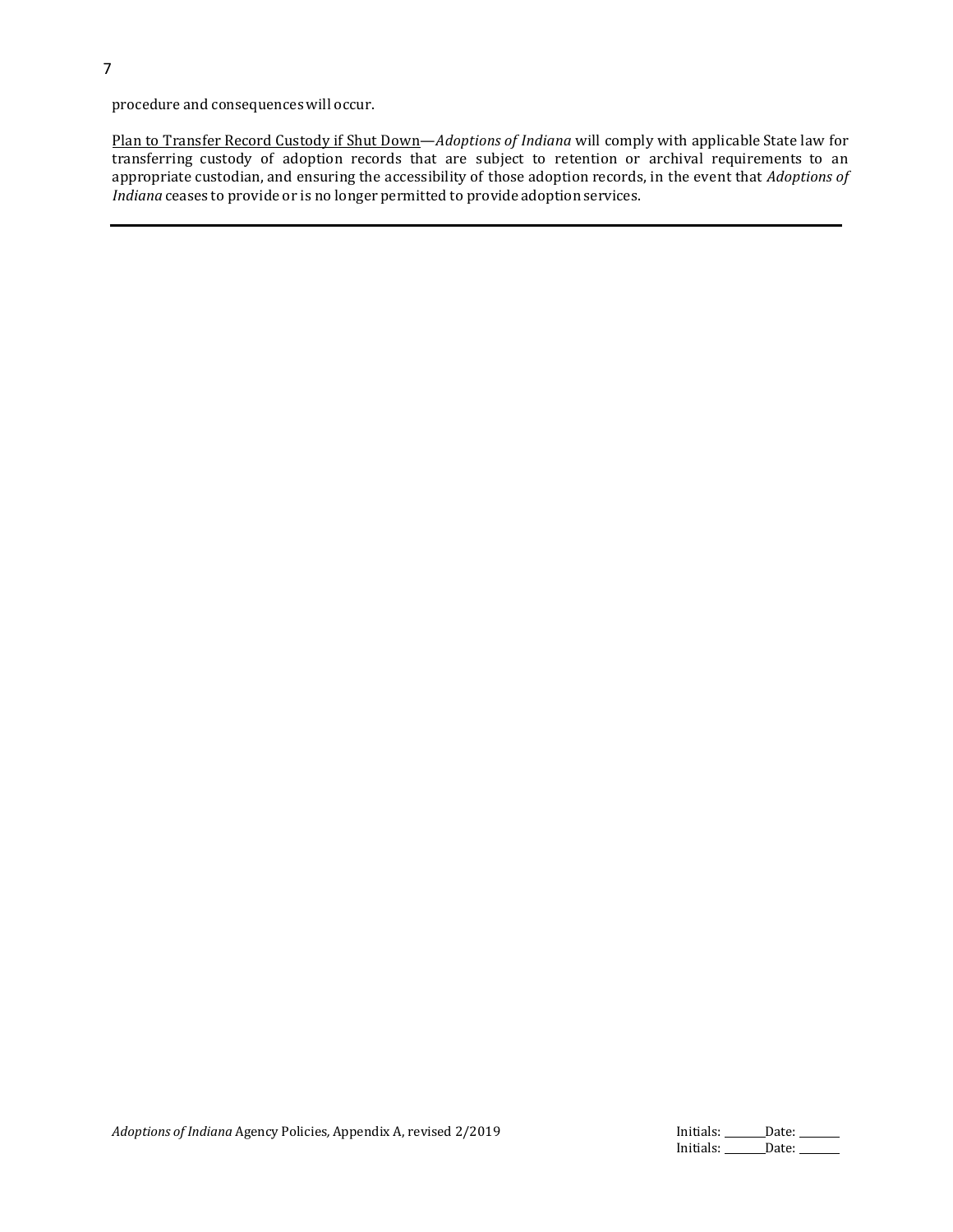procedure and consequences will occur.

Plan to Transfer Record Custody if Shut Down—*Adoptions of Indiana* will comply with applicable State law for transferring custody of adoption records that are subject to retention or archival requirements to an appropriate custodian, and ensuring the accessibility of those adoption records, in the event that *Adoptions of Indiana* ceases to provide or is no longer permitted to provide adoption services.

---